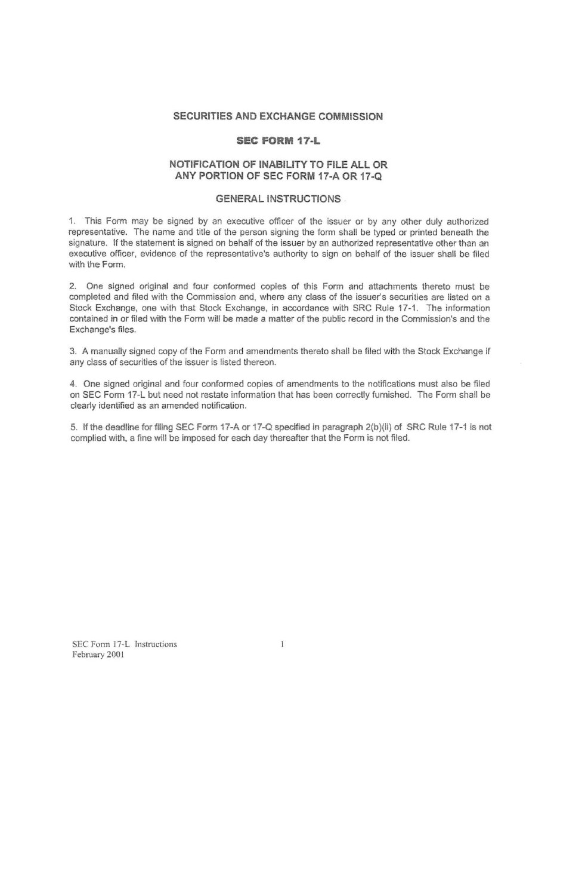# SECURITIES AND EXCHANGE COMMISSION

## SEC FORM 17-L

## NOTIFICATION OF INABILITY TO FILE ALL OR ANY PORTION OF SEC FORM 17-A OR 17-Q

### GENERAL INSTRUCTIONS

1. This Form may be signed by an executive officer of the issuer or by any other duly authorized representative. The name and title of the person signing the form shall be typed or printed beneath the signature. If the statement is signed on behalf of the issuer by an authorized representative other than an executive officer, evidence of the representative's authority to sign on behalf of the issuer shall be filed with the Form.

2. One signed original and four conformed copies of this Form and attachments thereto must be completed and filed with the Commission and, where any class of the issuer's securities are listed on a Stock Exchange, one with that Stock Exchange, in accordance with SRC Rule 17-1. The information contained in or filed with the Form will be made a matter of the public record in the Commission's and the Exchange's files.

3. A manually signed copy of the Form and amendments thereto shall be filed with the Stock Exchange if any class of securities of the issuer is listed thereon.

4. One signed original and four conformed copies of amendments to the notifications must also be filed on SEC Form 17-L but need not restate information that has been correctly furnished. The Form shall be clearly identified as an amended notification.

5. If the deadline for filing SEC Form 17-A or 17-Q specified in paragraph 2(b)(ii) of SRC Rule 17-1 is not complied with, a fine will be imposed for each day thereafter that the Form is not filed.

SEC Form 17-L Instructions
February 2001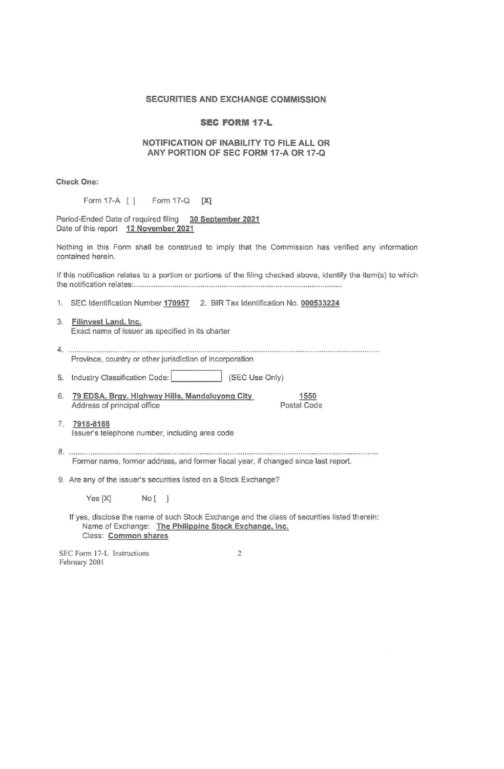# SECURITIES AND EXCHANGE COMMISSION

## SEC FORM 17-L

### NOTIFICATION OF INABILITY TO FILE ALL OR ANY PORTION OF SEC FORM 17-A OR 17-Q

**Check One:**

Form 17-A [ ]   Form 17-Q [X]

Period-Ended Date of required filing **30 September 2021**
Date of this report **12 November 2021**

Nothing in this Form shall be construed to imply that the Commission has verified any information contained herein.

If this notification relates to a portion or portions of the filing checked above, identify the item(s) to which the notification relates:..............................................................................................

1. SEC Identification Number **170957**   2. BIR Tax Identification No. **000533224**

3. **Filinvest Land, Inc.**
   Exact name of issuer as specified in its charter

4. ..............................................................................................................................................
   Province, country or other jurisdiction of incorporation

5. Industry Classification Code: [          ] (SEC Use Only)

6. **79 EDSA, Brgy. Highway Hills, Mandaluyong City**   **1550**
   Address of principal office   Postal Code

7. **7918-8188**
   Issuer's telephone number, including area code

8. ..............................................................................................................................................
   Former name, former address, and former fiscal year, if changed since last report.

9. Are any of the issuer's securities listed on a Stock Exchange?

   Yes [X]   No [ ]

   If yes, disclose the name of such Stock Exchange and the class of securities listed therein:
   Name of Exchange: **The Philippine Stock Exchange, Inc.**
   Class: **Common shares**

SEC Form 17-L Instructions
February 2001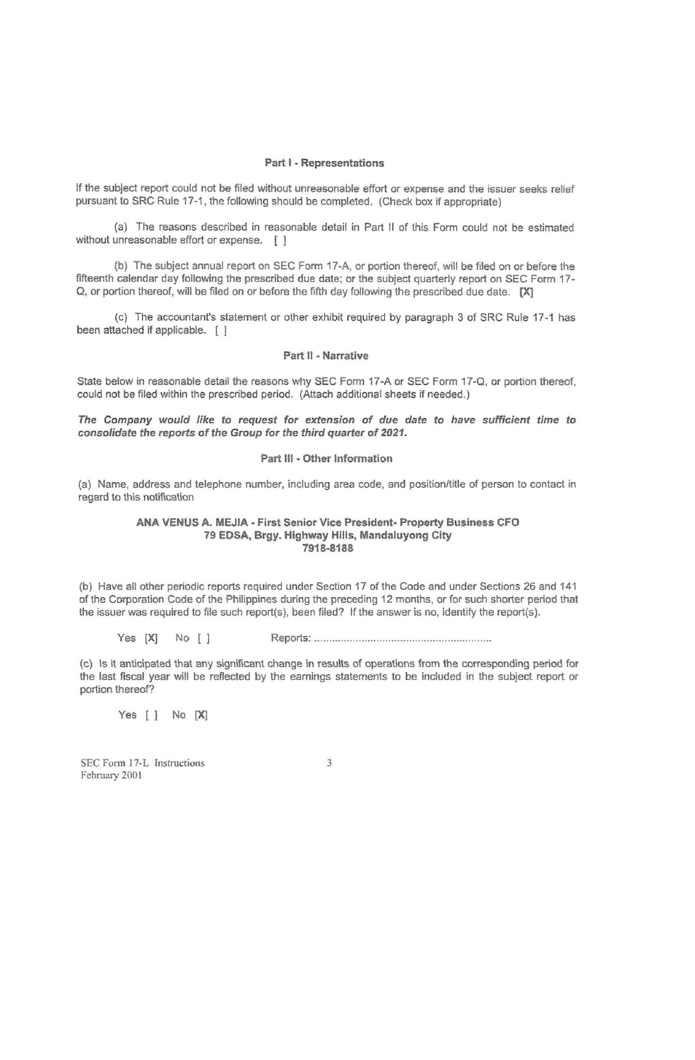## Part I - Representations

If the subject report could not be filed without unreasonable effort or expense and the issuer seeks relief pursuant to SRC Rule 17-1, the following should be completed. (Check box if appropriate)

(a) The reasons described in reasonable detail in Part II of this Form could not be estimated without unreasonable effort or expense. [ ]

(b) The subject annual report on SEC Form 17-A, or portion thereof, will be filed on or before the fifteenth calendar day following the prescribed due date; or the subject quarterly report on SEC Form 17-Q, or portion thereof, will be filed on or before the fifth day following the prescribed due date. [X]

(c) The accountant's statement or other exhibit required by paragraph 3 of SRC Rule 17-1 has been attached if applicable. [ ]

## Part II - Narrative

State below in reasonable detail the reasons why SEC Form 17-A or SEC Form 17-Q, or portion thereof, could not be filed within the prescribed period. (Attach additional sheets if needed.)

***The Company would like to request for extension of due date to have sufficient time to consolidate the reports of the Group for the third quarter of 2021.***

## Part III - Other Information

(a) Name, address and telephone number, including area code, and position/title of person to contact in regard to this notification

**ANA VENUS A. MEJIA - First Senior Vice President- Property Business CFO**
**79 EDSA, Brgy. Highway Hills, Mandaluyong City**
**7918-8188**

(b) Have all other periodic reports required under Section 17 of the Code and under Sections 26 and 141 of the Corporation Code of the Philippines during the preceding 12 months, or for such shorter period that the issuer was required to file such report(s), been filed? If the answer is no, identify the report(s).

Yes [X] No [ ] Reports: ...............................................................

(c) Is it anticipated that any significant change in results of operations from the corresponding period for the last fiscal year will be reflected by the earnings statements to be included in the subject report or portion thereof?

Yes [ ] No [X]

SEC Form 17-L Instructions
February 2001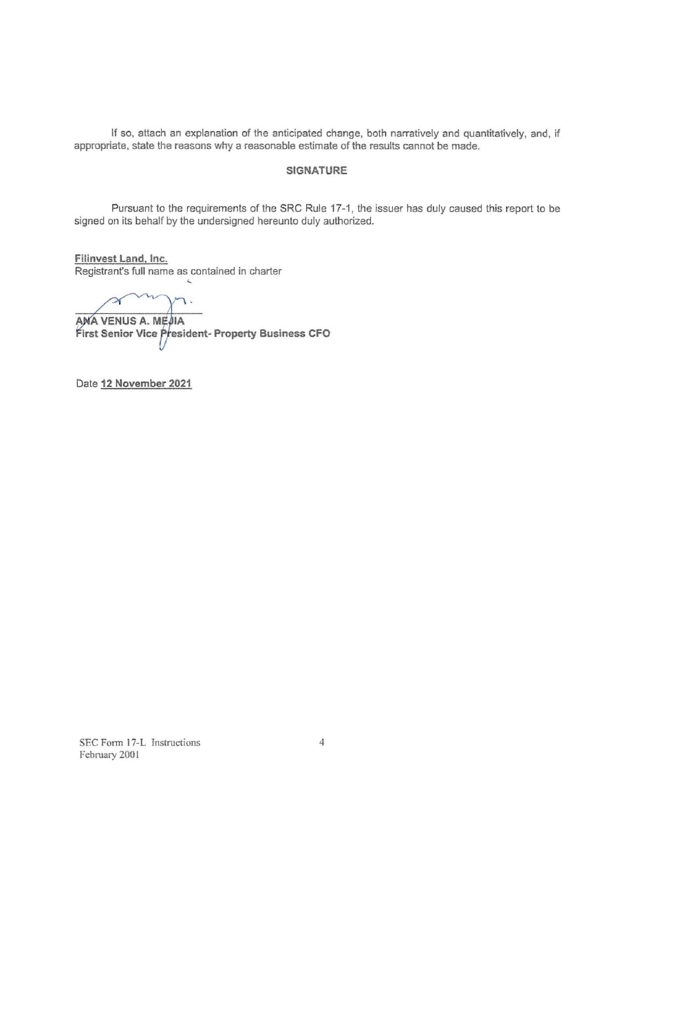If so, attach an explanation of the anticipated change, both narratively and quantitatively, and, if appropriate, state the reasons why a reasonable estimate of the results cannot be made.

**SIGNATURE**

Pursuant to the requirements of the SRC Rule 17-1, the issuer has duly caused this report to be signed on its behalf by the undersigned hereunto duly authorized.

Filinvest Land, Inc.
Registrant's full name as contained in charter

**ANA VENUS A. MEJIA**
**First Senior Vice President- Property Business CFO**

Date **12 November 2021**

SEC Form 17-L Instructions
February 2001